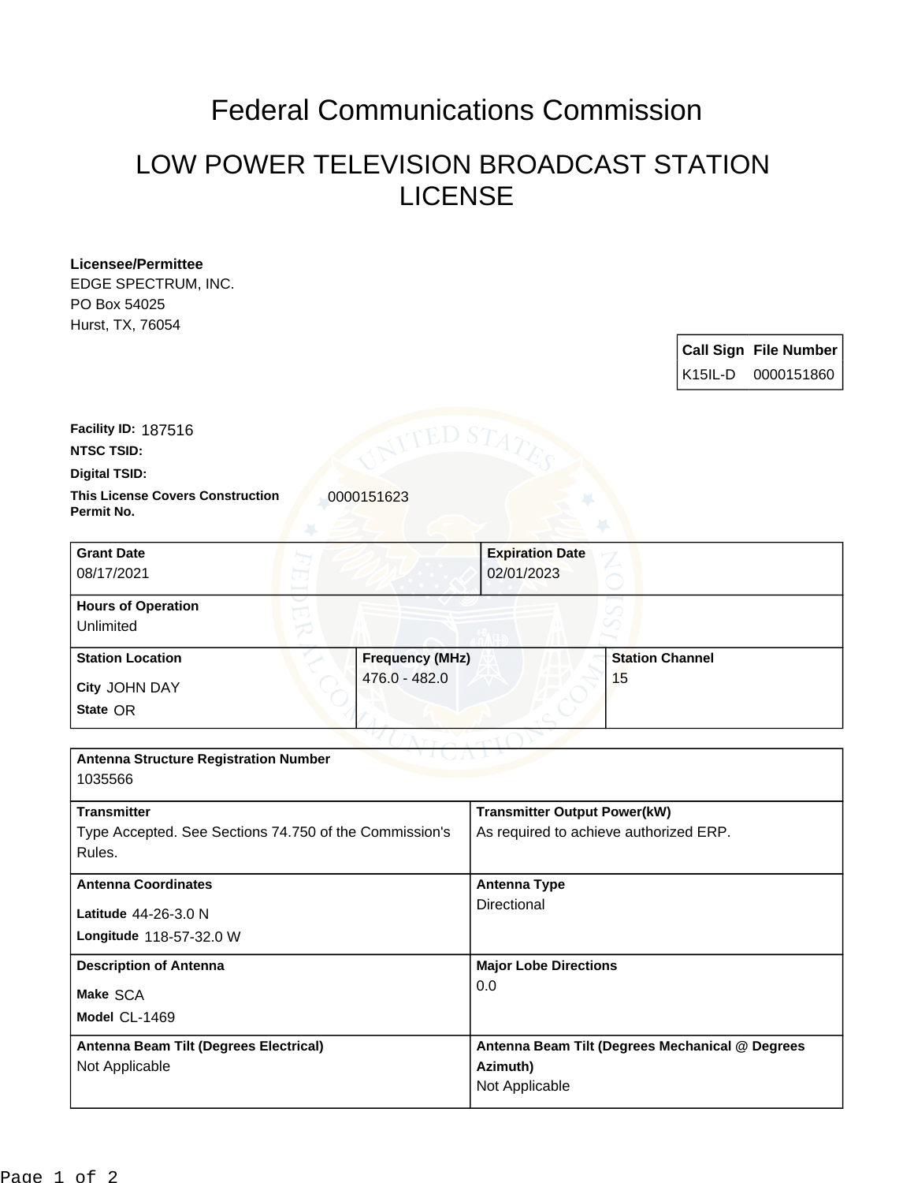# Federal Communications Commission

## LOW POWER TELEVISION BROADCAST STATION LICENSE

**Licensee/Permittee**
EDGE SPECTRUM, INC.
PO Box 54025
Hurst, TX, 76054

| Call Sign | File Number |
|---|---|
| K15IL-D | 0000151860 |

**Facility ID:** 187516

**NTSC TSID:**

**Digital TSID:**

**This License Covers Construction Permit No.** 0000151623

| Grant Date | Expiration Date |
|---|---|
| 08/17/2021 | 02/01/2023 |

**Hours of Operation**
Unlimited

| Station Location | Frequency (MHz) | Station Channel |
|---|---|---|
| City JOHN DAY<br>State OR | 476.0 - 482.0 | 15 |

**Antenna Structure Registration Number**
1035566

| Transmitter | Transmitter Output Power(kW) |
|---|---|
| Type Accepted. See Sections 74.750 of the Commission's Rules. | As required to achieve authorized ERP. |

| Antenna Coordinates | Antenna Type |
|---|---|
| Latitude 44-26-3.0 N<br>Longitude 118-57-32.0 W | Directional |

| Description of Antenna | Major Lobe Directions |
|---|---|
| Make SCA<br>Model CL-1469 | 0.0 |

| Antenna Beam Tilt (Degrees Electrical) | Antenna Beam Tilt (Degrees Mechanical @ Degrees Azimuth) |
|---|---|
| Not Applicable | Not Applicable |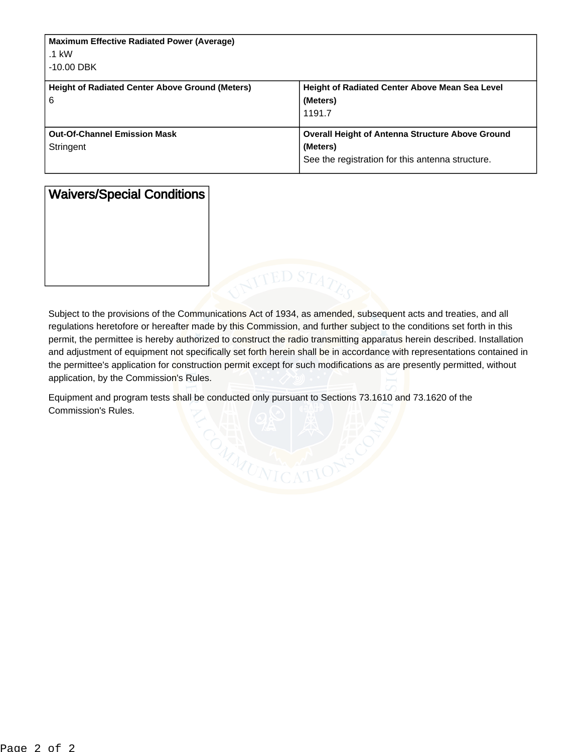| | |
|---|---|
| **Maximum Effective Radiated Power (Average)**<br>.1 kW<br>-10.00 DBK | |
| **Height of Radiated Center Above Ground (Meters)**<br>6 | **Height of Radiated Center Above Mean Sea Level (Meters)**<br>1191.7 |
| **Out-Of-Channel Emission Mask**<br>Stringent | **Overall Height of Antenna Structure Above Ground (Meters)**<br>See the registration for this antenna structure. |

## Waivers/Special Conditions

Subject to the provisions of the Communications Act of 1934, as amended, subsequent acts and treaties, and all regulations heretofore or hereafter made by this Commission, and further subject to the conditions set forth in this permit, the permittee is hereby authorized to construct the radio transmitting apparatus herein described. Installation and adjustment of equipment not specifically set forth herein shall be in accordance with representations contained in the permittee's application for construction permit except for such modifications as are presently permitted, without application, by the Commission's Rules.

Equipment and program tests shall be conducted only pursuant to Sections 73.1610 and 73.1620 of the Commission's Rules.